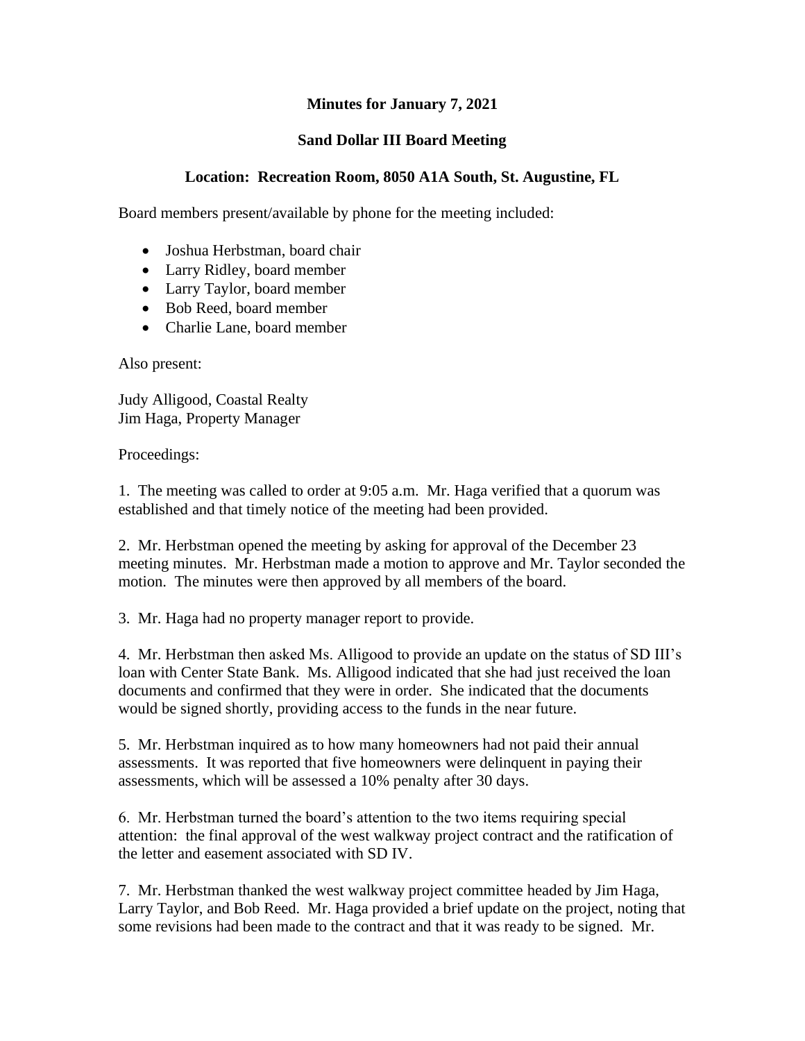**Minutes for January 7, 2021**

**Sand Dollar III Board Meeting**

**Location: Recreation Room, 8050 A1A South, St. Augustine, FL**

Board members present/available by phone for the meeting included:

- Joshua Herbstman, board chair
- Larry Ridley, board member
- Larry Taylor, board member
- Bob Reed, board member
- Charlie Lane, board member

Also present:

Judy Alligood, Coastal Realty
Jim Haga, Property Manager

Proceedings:

1. The meeting was called to order at 9:05 a.m. Mr. Haga verified that a quorum was established and that timely notice of the meeting had been provided.

2. Mr. Herbstman opened the meeting by asking for approval of the December 23 meeting minutes. Mr. Herbstman made a motion to approve and Mr. Taylor seconded the motion. The minutes were then approved by all members of the board.

3. Mr. Haga had no property manager report to provide.

4. Mr. Herbstman then asked Ms. Alligood to provide an update on the status of SD III's loan with Center State Bank. Ms. Alligood indicated that she had just received the loan documents and confirmed that they were in order. She indicated that the documents would be signed shortly, providing access to the funds in the near future.

5. Mr. Herbstman inquired as to how many homeowners had not paid their annual assessments. It was reported that five homeowners were delinquent in paying their assessments, which will be assessed a 10% penalty after 30 days.

6. Mr. Herbstman turned the board's attention to the two items requiring special attention: the final approval of the west walkway project contract and the ratification of the letter and easement associated with SD IV.

7. Mr. Herbstman thanked the west walkway project committee headed by Jim Haga, Larry Taylor, and Bob Reed. Mr. Haga provided a brief update on the project, noting that some revisions had been made to the contract and that it was ready to be signed. Mr.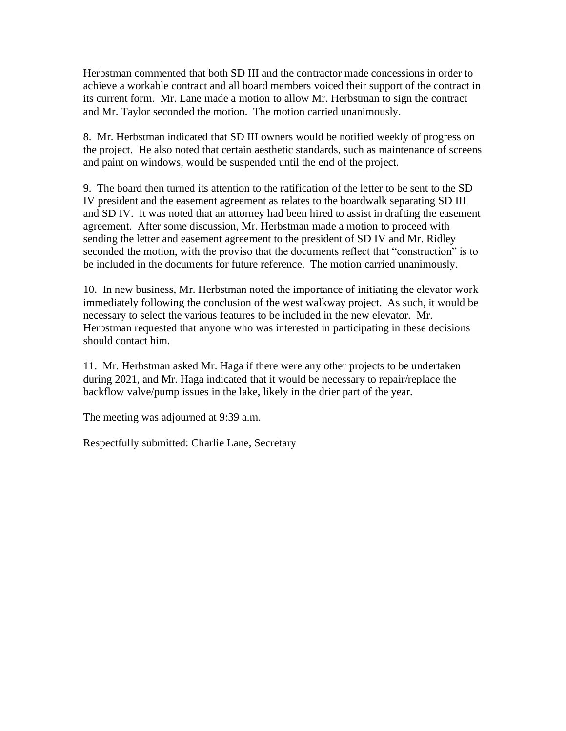Herbstman commented that both SD III and the contractor made concessions in order to achieve a workable contract and all board members voiced their support of the contract in its current form. Mr. Lane made a motion to allow Mr. Herbstman to sign the contract and Mr. Taylor seconded the motion. The motion carried unanimously.

8. Mr. Herbstman indicated that SD III owners would be notified weekly of progress on the project. He also noted that certain aesthetic standards, such as maintenance of screens and paint on windows, would be suspended until the end of the project.

9. The board then turned its attention to the ratification of the letter to be sent to the SD IV president and the easement agreement as relates to the boardwalk separating SD III and SD IV. It was noted that an attorney had been hired to assist in drafting the easement agreement. After some discussion, Mr. Herbstman made a motion to proceed with sending the letter and easement agreement to the president of SD IV and Mr. Ridley seconded the motion, with the proviso that the documents reflect that "construction" is to be included in the documents for future reference. The motion carried unanimously.

10. In new business, Mr. Herbstman noted the importance of initiating the elevator work immediately following the conclusion of the west walkway project. As such, it would be necessary to select the various features to be included in the new elevator. Mr. Herbstman requested that anyone who was interested in participating in these decisions should contact him.

11. Mr. Herbstman asked Mr. Haga if there were any other projects to be undertaken during 2021, and Mr. Haga indicated that it would be necessary to repair/replace the backflow valve/pump issues in the lake, likely in the drier part of the year.

The meeting was adjourned at 9:39 a.m.

Respectfully submitted: Charlie Lane, Secretary